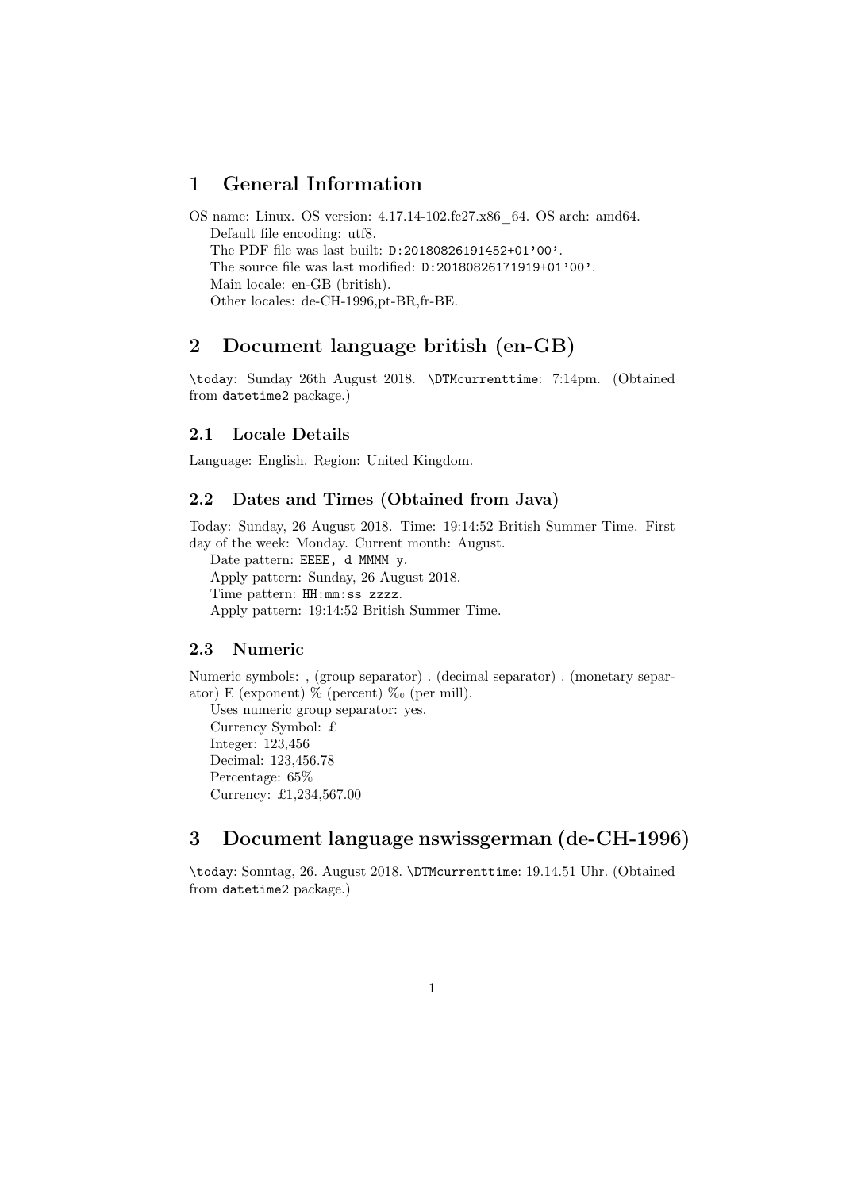# 1 General Information

OS name: Linux. OS version: 4.17.14-102.fc27.x86_64. OS arch: amd64.

Default file encoding: utf8.

The PDF file was last built: `D:20180826191452+01'00'`.

The source file was last modified: `D:20180826171919+01'00'`.

Main locale: en-GB (british).

Other locales: de-CH-1996,pt-BR,fr-BE.

# 2 Document language british (en-GB)

`\today`: Sunday 26th August 2018. `\DTMcurrenttime`: 7:14pm. (Obtained from `datetime2` package.)

## 2.1 Locale Details

Language: English. Region: United Kingdom.

## 2.2 Dates and Times (Obtained from Java)

Today: Sunday, 26 August 2018. Time: 19:14:52 British Summer Time. First day of the week: Monday. Current month: August.

Date pattern: `EEEE, d MMMM y`.

Apply pattern: Sunday, 26 August 2018.

Time pattern: `HH:mm:ss zzzz`.

Apply pattern: 19:14:52 British Summer Time.

## 2.3 Numeric

Numeric symbols: , (group separator) . (decimal separator) . (monetary separator) E (exponent) % (percent) ‰ (per mill).

Uses numeric group separator: yes.

Currency Symbol: £

Integer: 123,456

Decimal: 123,456.78

Percentage: 65%

Currency: £1,234,567.00

# 3 Document language nswissgerman (de-CH-1996)

`\today`: Sonntag, 26. August 2018. `\DTMcurrenttime`: 19.14.51 Uhr. (Obtained from `datetime2` package.)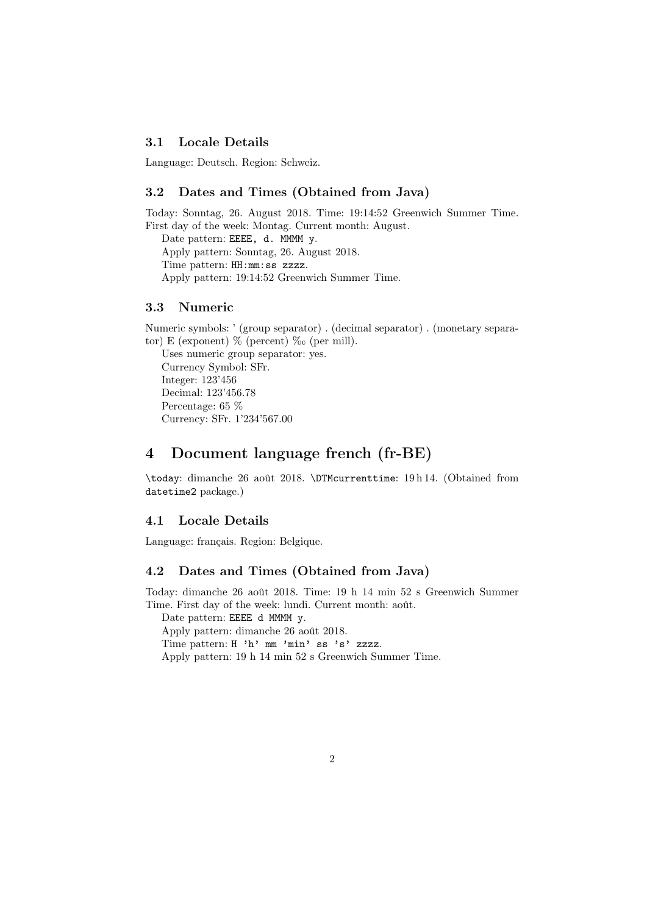### 3.1 Locale Details

Language: Deutsch. Region: Schweiz.

### 3.2 Dates and Times (Obtained from Java)

Today: Sonntag, 26. August 2018. Time: 19:14:52 Greenwich Summer Time. First day of the week: Montag. Current month: August.

Date pattern: `EEEE, d. MMMM y`.

Apply pattern: Sonntag, 26. August 2018.

Time pattern: `HH:mm:ss zzzz`.

Apply pattern: 19:14:52 Greenwich Summer Time.

### 3.3 Numeric

Numeric symbols: ' (group separator) . (decimal separator) . (monetary separator) E (exponent) % (percent) ‰ (per mill).

Uses numeric group separator: yes.

Currency Symbol: SFr.

Integer: 123'456

Decimal: 123'456.78

Percentage: 65 %

Currency: SFr. 1'234'567.00

## 4 Document language french (fr-BE)

`\today`: dimanche 26 août 2018. `\DTMcurrenttime`: 19 h 14. (Obtained from `datetime2` package.)

### 4.1 Locale Details

Language: français. Region: Belgique.

### 4.2 Dates and Times (Obtained from Java)

Today: dimanche 26 août 2018. Time: 19 h 14 min 52 s Greenwich Summer Time. First day of the week: lundi. Current month: août.

Date pattern: `EEEE d MMMM y`.

Apply pattern: dimanche 26 août 2018.

Time pattern: `H 'h' mm 'min' ss 's' zzzz`.

Apply pattern: 19 h 14 min 52 s Greenwich Summer Time.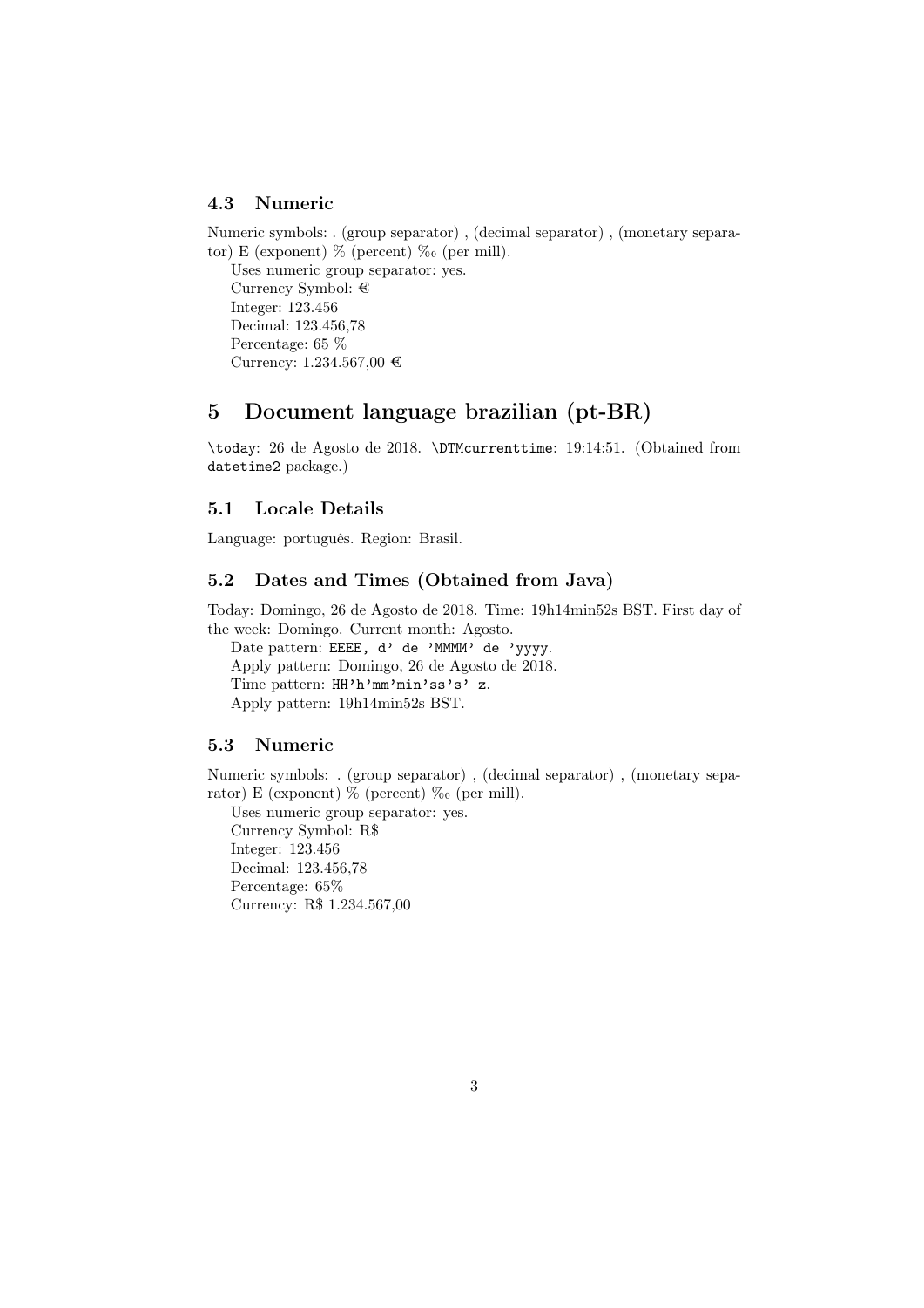### 4.3 Numeric

Numeric symbols: . (group separator) , (decimal separator) , (monetary separator) E (exponent) % (percent) ‰ (per mill).

Uses numeric group separator: yes.

Currency Symbol: €

Integer: 123.456

Decimal: 123.456,78

Percentage: 65 %

Currency: 1.234.567,00 €

## 5 Document language brazilian (pt-BR)

`\today`: 26 de Agosto de 2018. `\DTMcurrenttime`: 19:14:51. (Obtained from `datetime2` package.)

### 5.1 Locale Details

Language: português. Region: Brasil.

### 5.2 Dates and Times (Obtained from Java)

Today: Domingo, 26 de Agosto de 2018. Time: 19h14min52s BST. First day of the week: Domingo. Current month: Agosto.

Date pattern: `EEEE, d' de 'MMMM' de 'yyyy`.

Apply pattern: Domingo, 26 de Agosto de 2018.

Time pattern: `HH'h'mm'min'ss's' z`.

Apply pattern: 19h14min52s BST.

### 5.3 Numeric

Numeric symbols: . (group separator) , (decimal separator) , (monetary separator) E (exponent) % (percent) ‰ (per mill).

Uses numeric group separator: yes.

Currency Symbol: R$

Integer: 123.456

Decimal: 123.456,78

Percentage: 65%

Currency: R$ 1.234.567,00